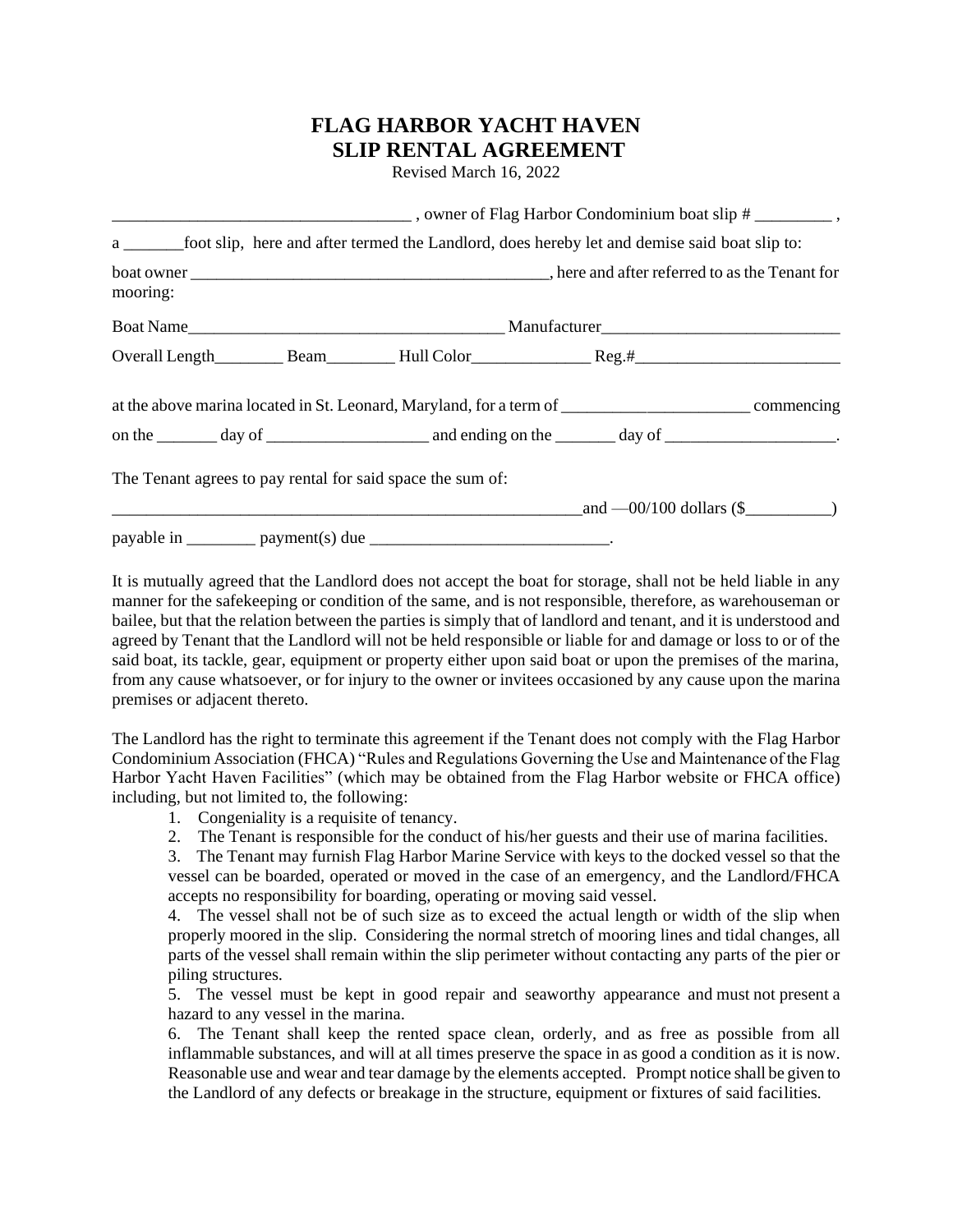# FLAG HARBOR YACHT HAVEN
# SLIP RENTAL AGREEMENT

Revised March 16, 2022

___________________________________ , owner of Flag Harbor Condominium boat slip # _________ ,

a _______foot slip, here and after termed the Landlord, does hereby let and demise said boat slip to:

boat owner __________________________________________, here and after referred to as the Tenant for mooring:

Boat Name_____________________________________ Manufacturer____________________________

Overall Length________ Beam________ Hull Color______________ Reg.#________________________

at the above marina located in St. Leonard, Maryland, for a term of ______________________ commencing on the _______ day of ___________________ and ending on the _______ day of ____________________.

The Tenant agrees to pay rental for said space the sum of:

________________________________________________________and —00/100 dollars ($__________)

payable in ________ payment(s) due ____________________________.

It is mutually agreed that the Landlord does not accept the boat for storage, shall not be held liable in any manner for the safekeeping or condition of the same, and is not responsible, therefore, as warehouseman or bailee, but that the relation between the parties is simply that of landlord and tenant, and it is understood and agreed by Tenant that the Landlord will not be held responsible or liable for and damage or loss to or of the said boat, its tackle, gear, equipment or property either upon said boat or upon the premises of the marina, from any cause whatsoever, or for injury to the owner or invitees occasioned by any cause upon the marina premises or adjacent thereto.

The Landlord has the right to terminate this agreement if the Tenant does not comply with the Flag Harbor Condominium Association (FHCA) "Rules and Regulations Governing the Use and Maintenance of the Flag Harbor Yacht Haven Facilities" (which may be obtained from the Flag Harbor website or FHCA office) including, but not limited to, the following:

1. Congeniality is a requisite of tenancy.
2. The Tenant is responsible for the conduct of his/her guests and their use of marina facilities.
3. The Tenant may furnish Flag Harbor Marine Service with keys to the docked vessel so that the vessel can be boarded, operated or moved in the case of an emergency, and the Landlord/FHCA accepts no responsibility for boarding, operating or moving said vessel.
4. The vessel shall not be of such size as to exceed the actual length or width of the slip when properly moored in the slip. Considering the normal stretch of mooring lines and tidal changes, all parts of the vessel shall remain within the slip perimeter without contacting any parts of the pier or piling structures.
5. The vessel must be kept in good repair and seaworthy appearance and must not present a hazard to any vessel in the marina.
6. The Tenant shall keep the rented space clean, orderly, and as free as possible from all inflammable substances, and will at all times preserve the space in as good a condition as it is now. Reasonable use and wear and tear damage by the elements accepted. Prompt notice shall be given to the Landlord of any defects or breakage in the structure, equipment or fixtures of said facilities.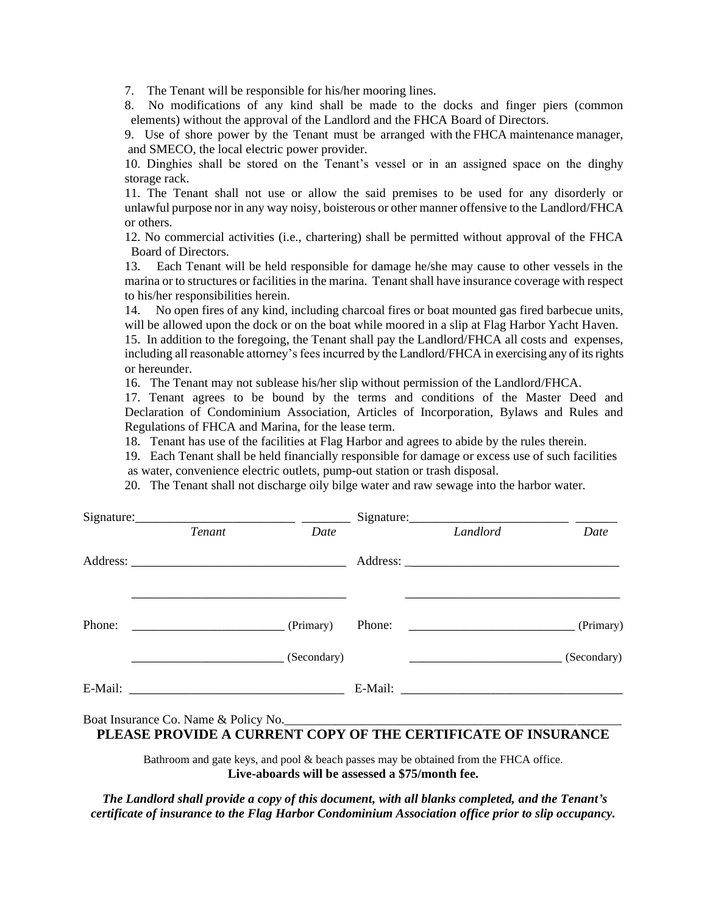7. The Tenant will be responsible for his/her mooring lines.
8. No modifications of any kind shall be made to the docks and finger piers (common elements) without the approval of the Landlord and the FHCA Board of Directors.
9. Use of shore power by the Tenant must be arranged with the FHCA maintenance manager, and SMECO, the local electric power provider.
10. Dinghies shall be stored on the Tenant's vessel or in an assigned space on the dinghy storage rack.
11. The Tenant shall not use or allow the said premises to be used for any disorderly or unlawful purpose nor in any way noisy, boisterous or other manner offensive to the Landlord/FHCA or others.
12. No commercial activities (i.e., chartering) shall be permitted without approval of the FHCA Board of Directors.
13. Each Tenant will be held responsible for damage he/she may cause to other vessels in the marina or to structures or facilities in the marina. Tenant shall have insurance coverage with respect to his/her responsibilities herein.
14. No open fires of any kind, including charcoal fires or boat mounted gas fired barbecue units, will be allowed upon the dock or on the boat while moored in a slip at Flag Harbor Yacht Haven.
15. In addition to the foregoing, the Tenant shall pay the Landlord/FHCA all costs and expenses, including all reasonable attorney's fees incurred by the Landlord/FHCA in exercising any of its rights or hereunder.
16. The Tenant may not sublease his/her slip without permission of the Landlord/FHCA.
17. Tenant agrees to be bound by the terms and conditions of the Master Deed and Declaration of Condominium Association, Articles of Incorporation, Bylaws and Rules and Regulations of FHCA and Marina, for the lease term.
18. Tenant has use of the facilities at Flag Harbor and agrees to abide by the rules therein.
19. Each Tenant shall be held financially responsible for damage or excess use of such facilities as water, convenience electric outlets, pump-out station or trash disposal.
20. The Tenant shall not discharge oily bilge water and raw sewage into the harbor water.

Signature:_________________________ ________ Signature:_________________________ _______
*Tenant* *Date* *Landlord* *Date*

Address: __________________________________ Address: __________________________________

__________________________________ __________________________________

Phone: ________________________ (Primary) Phone: ___________________________ (Primary)

________________________ (Secondary) ________________________ (Secondary)

E-Mail: __________________________________ E-Mail: __________________________________

Boat Insurance Co. Name & Policy No.__________________________________________________

**PLEASE PROVIDE A CURRENT COPY OF THE CERTIFICATE OF INSURANCE**

Bathroom and gate keys, and pool & beach passes may be obtained from the FHCA office.
**Live-aboards will be assessed a $75/month fee.**

***The Landlord shall provide a copy of this document, with all blanks completed, and the Tenant's certificate of insurance to the Flag Harbor Condominium Association office prior to slip occupancy.***